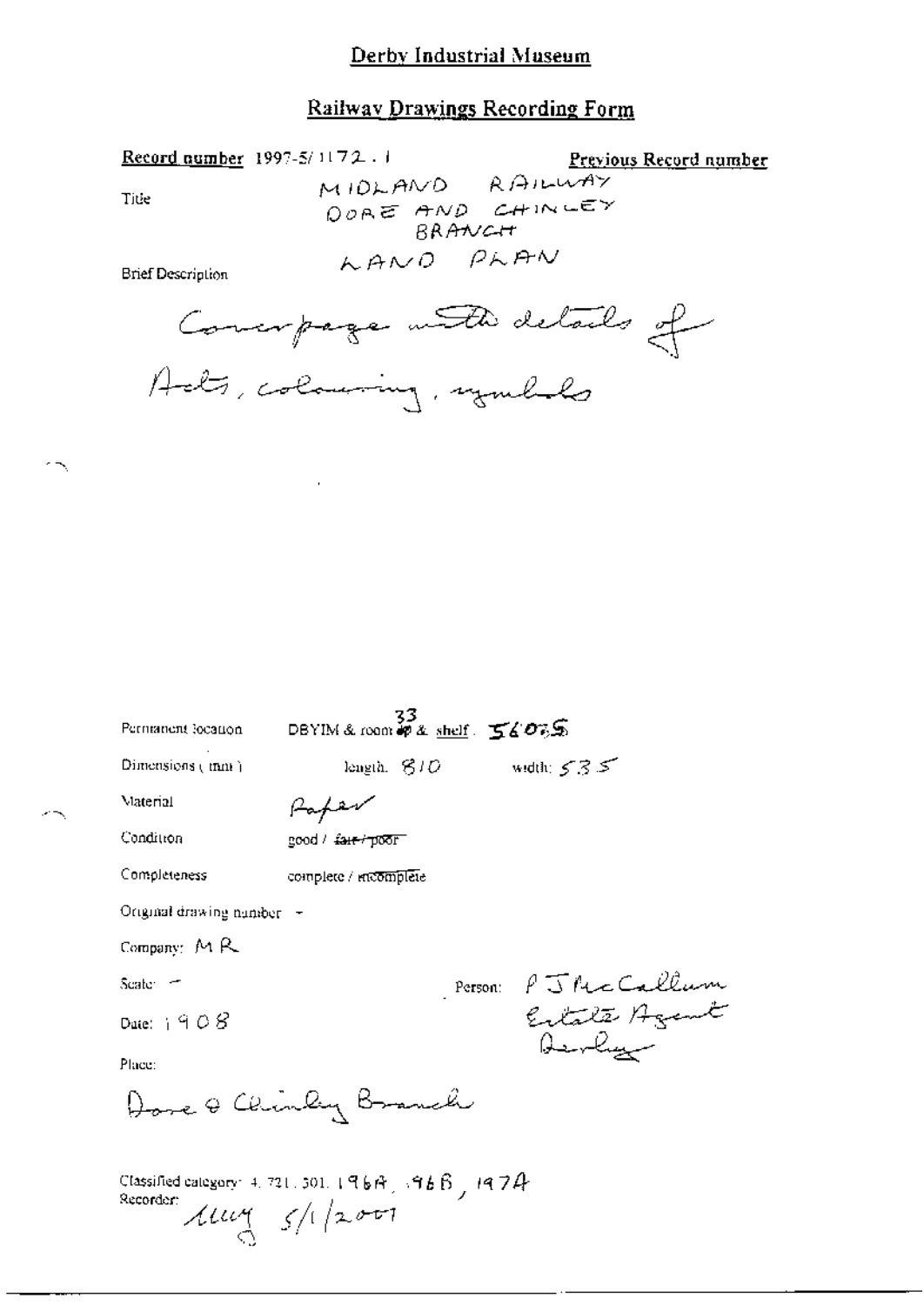# Derby Industrial Museum

## Railway Drawings Recording Form

**Record number** 1997-5/1172.1 **Previous Record number**

Title: MIDLAND RAILWAY DORE AND CHINLEY BRANCH LAND PLAN

Brief Description

Cover page with details of Acts, colouring, symbols

Permanent location: DBYIM & room 33 & shelf: 56075

Dimensions (mm): length: 810 width: 535

Material: Paper

Condition: good / ~~fair / poor~~

Completeness: complete / ~~incomplete~~

Original drawing number: -

Company: MR

Scale: -

Person: P J McCallum Estate Agent Derby

Date: 1908

Place:

Dore & Chinley Branch

Classified category: 4.721.301.196A, 196B, 197A

Recorder: MM 5/1/2001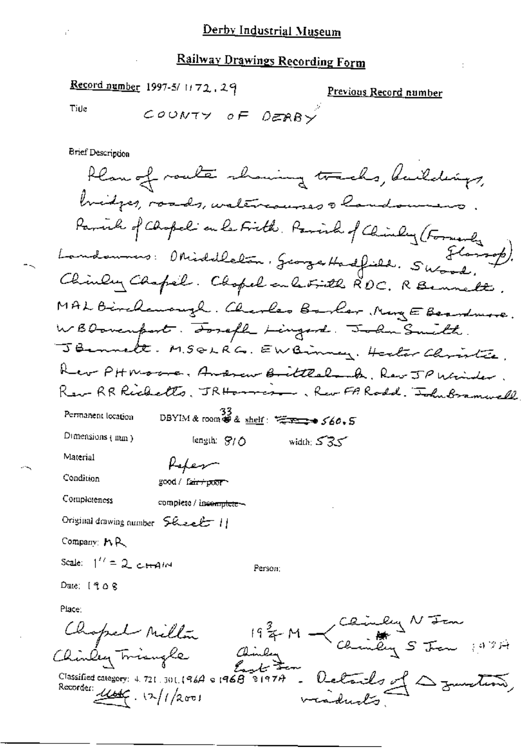Derby Industrial Museum

## Railway Drawings Recording Form

Record number 1997-5/1172.29

Previous Record number

Title COUNTY OF DERBY

Brief Description

Plan of route showing tracks, buildings, bridges, roads, watercourses & landowners. Parish of Chapel en le Frith. Parish of Chinley (Formerly Glossop). Landowners: O Middleton. George Hadfield. S Wood. Chinley Chapel. Chapel en le Frith RDC. R Bennett. MAL Birchenough. Charles Barber. Mary E Beardmore. W B Davenport. Joseph Lingard. John Smith. J Bennett. M.S&L.R.Co. E W Binney. Hector Christie. Rev P H Moore. Andrew Brittlebank. Rev J P Winder. Rev R R Ricketts. J R Harrison. Rev F A Rodd. John Bramwell

Permanent location DBYIM & room 33 & shelf: 560.5

Dimensions (mm) length: 810 width: 535

Material Paper

Condition good / ~~fair / poor~~

Completeness complete / ~~incomplete~~

Original drawing number Sheet 11

Company: MR

Scale: 1" = 2 CHAIN

Person:

Date: 1908

Place:

Chapel Milton 19¾ M — Chinley N Jcn / Chinley S Jcn

Chinley Triangle Chinley East Jcn - Details of △ junction, viaducts.

Classified category: 4.721.301.196A & 196B & 197A

Recorder: [initials] 12/1/2001